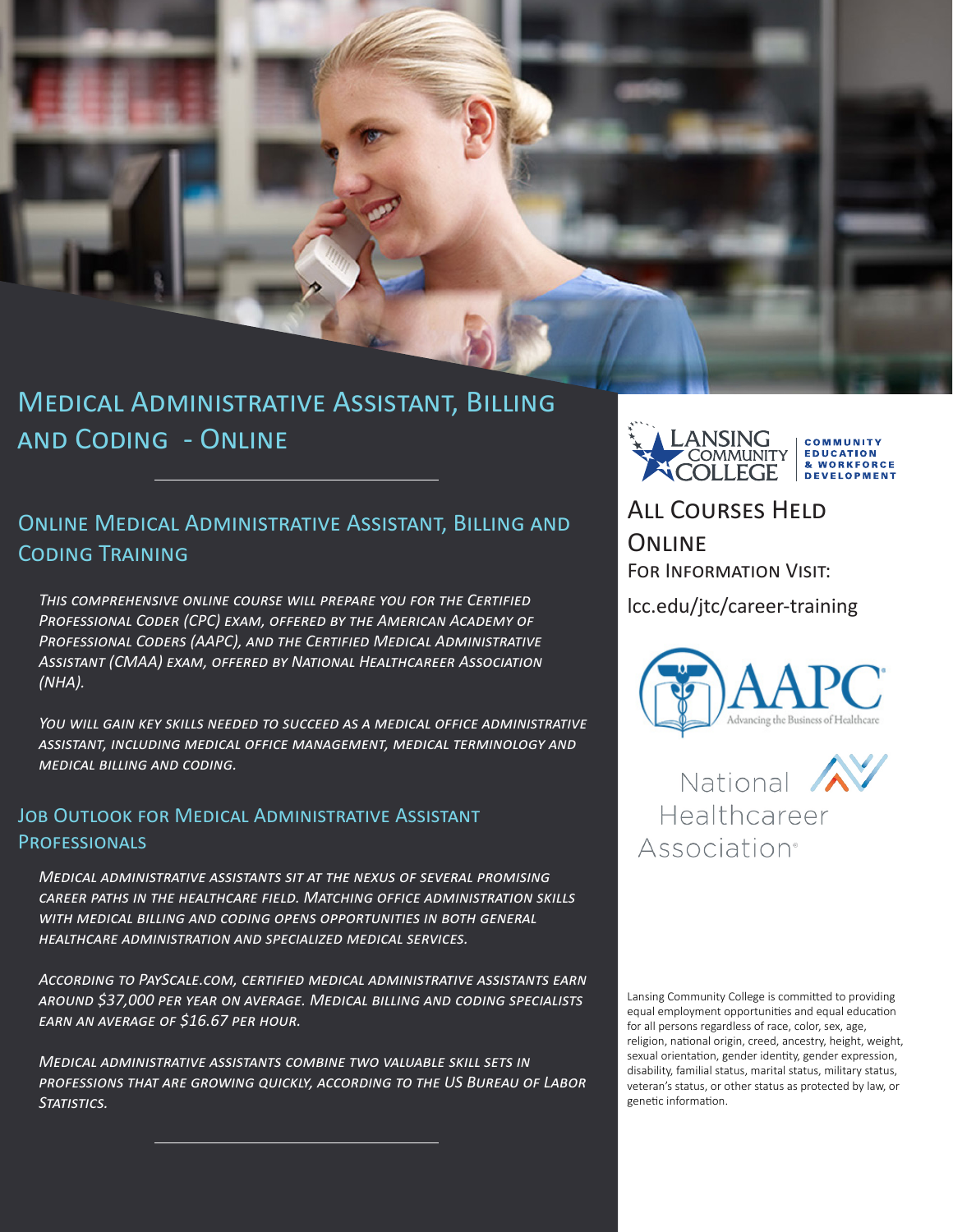# Medical Administrative Assistant, Billing and Coding - Online

## Online Medical Administrative Assistant, Billing and Coding Training

*This comprehensive online course will prepare you for the Certified Professional Coder (CPC) exam, offered by the American Academy of Professional Coders (AAPC), and the Certified Medical Administrative Assistant (CMAA) exam, offered by National Healthcareer Association (NHA).*

*You will gain key skills needed to succeed as a medical office administrative assistant, including medical office management, medical terminology and medical billing and coding.*

## Job Outlook for Medical Administrative Assistant Professionals

*Medical administrative assistants sit at the nexus of several promising career paths in the healthcare field. Matching office administration skills with medical billing and coding opens opportunities in both general healthcare administration and specialized medical services.*

*According to PayScale.com, certified medical administrative assistants earn around $37,000 per year on average. Medical billing and coding specialists earn an average of $16.67 per hour.*

*Medical administrative assistants combine two valuable skill sets in professions that are growing quickly, according to the US Bureau of Labor Statistics.*

Lansing Community College | Community Education & Workforce Development

## All Courses Held Online

For Information Visit:

lcc.edu/jtc/career-training

AAPC – Advancing the Business of Healthcare

National Healthcareer Association®

Lansing Community College is committed to providing equal employment opportunities and equal education for all persons regardless of race, color, sex, age, religion, national origin, creed, ancestry, height, weight, sexual orientation, gender identity, gender expression, disability, familial status, marital status, military status, veteran's status, or other status as protected by law, or genetic information.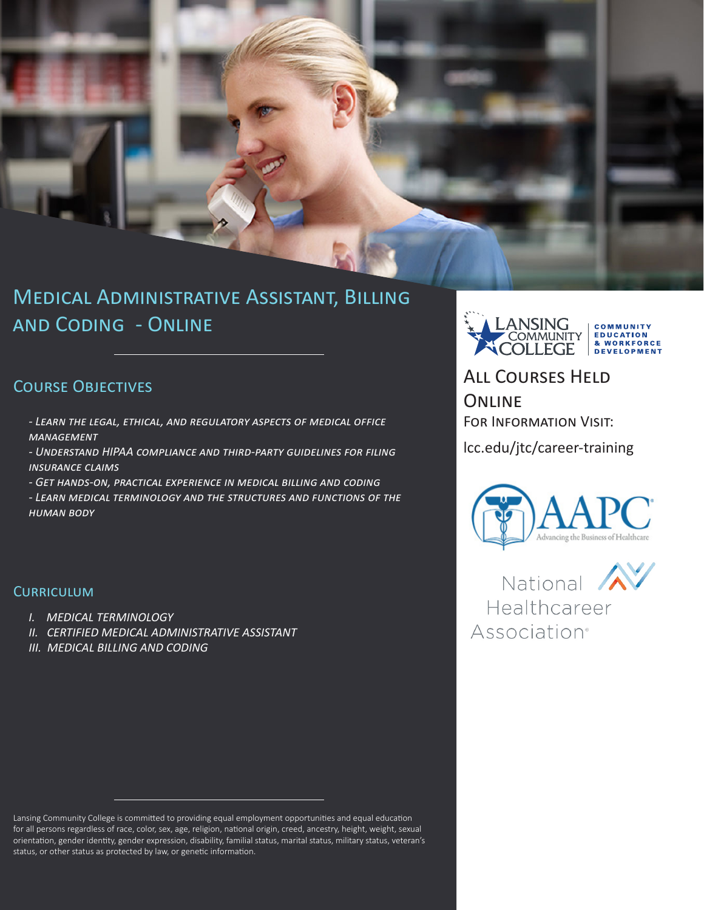# Medical Administrative Assistant, Billing and Coding - Online

## Course Objectives

- *Learn the legal, ethical, and regulatory aspects of medical office management*
- *Understand HIPAA compliance and third-party guidelines for filing insurance claims*
- *Get hands-on, practical experience in medical billing and coding*
- *Learn medical terminology and the structures and functions of the human body*

## Curriculum

I. *Medical Terminology*
II. *Certified Medical Administrative Assistant*
III. *Medical Billing and Coding*

Lansing Community College is committed to providing equal employment opportunities and equal education for all persons regardless of race, color, sex, age, religion, national origin, creed, ancestry, height, weight, sexual orientation, gender identity, gender expression, disability, familial status, marital status, military status, veteran's status, or other status as protected by law, or genetic information.

Lansing Community College | Community Education & Workforce Development

## All Courses Held Online

For Information Visit:

lcc.edu/jtc/career-training

AAPC — Advancing the Business of Healthcare

National Healthcareer Association®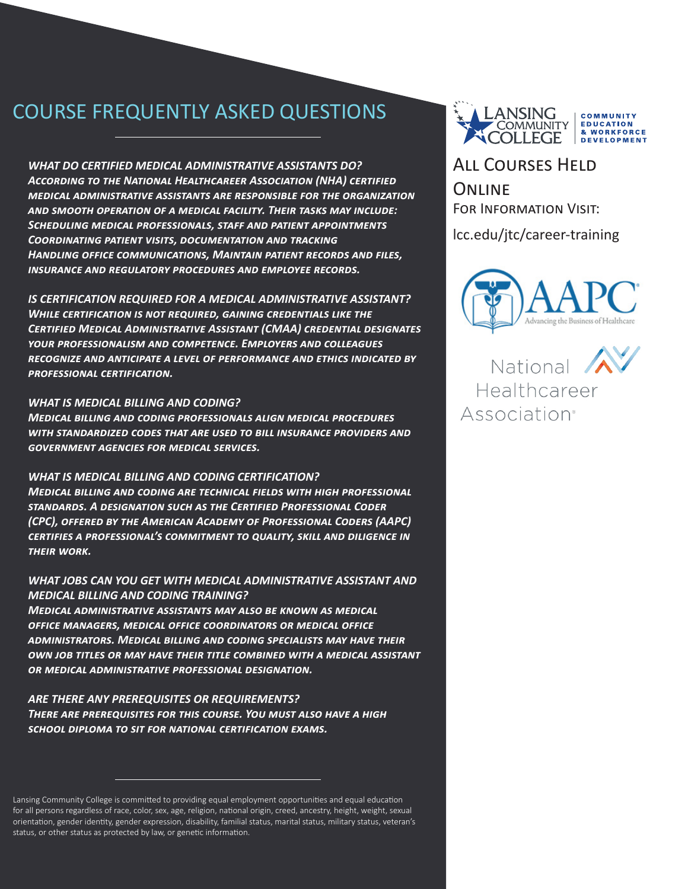# COURSE FREQUENTLY ASKED QUESTIONS

***WHAT DO CERTIFIED MEDICAL ADMINISTRATIVE ASSISTANTS DO?***

***According to the National Healthcareer Association (NHA) certified medical administrative assistants are responsible for the organization and smooth operation of a medical facility. Their tasks may include:***

***Scheduling medical professionals, staff and patient appointments***

***Coordinating patient visits, documentation and tracking***

***Handling office communications, Maintain patient records and files, insurance and regulatory procedures and employee records.***

***IS CERTIFICATION REQUIRED FOR A MEDICAL ADMINISTRATIVE ASSISTANT?***

***While certification is not required, gaining credentials like the Certified Medical Administrative Assistant (CMAA) credential designates your professionalism and competence. Employers and colleagues recognize and anticipate a level of performance and ethics indicated by professional certification.***

***WHAT IS MEDICAL BILLING AND CODING?***

***Medical billing and coding professionals align medical procedures with standardized codes that are used to bill insurance providers and government agencies for medical services.***

***WHAT IS MEDICAL BILLING AND CODING CERTIFICATION?***

***Medical billing and coding are technical fields with high professional standards. A designation such as the Certified Professional Coder (CPC), offered by the American Academy of Professional Coders (AAPC) certifies a professional's commitment to quality, skill and diligence in their work.***

***WHAT JOBS CAN YOU GET WITH MEDICAL ADMINISTRATIVE ASSISTANT AND MEDICAL BILLING AND CODING TRAINING?***

***Medical administrative assistants may also be known as medical office managers, medical office coordinators or medical office administrators. Medical billing and coding specialists may have their own job titles or may have their title combined with a medical assistant or medical administrative professional designation.***

***ARE THERE ANY PREREQUISITES OR REQUIREMENTS?***

***There are prerequisites for this course. You must also have a high school diploma to sit for national certification exams.***

Lansing Community College is committed to providing equal employment opportunities and equal education for all persons regardless of race, color, sex, age, religion, national origin, creed, ancestry, height, weight, sexual orientation, gender identity, gender expression, disability, familial status, marital status, military status, veteran's status, or other status as protected by law, or genetic information.

Lansing Community College | Community Education & Workforce Development

## All Courses Held Online

For Information Visit:

lcc.edu/jtc/career-training

AAPC — Advancing the Business of Healthcare

National Healthcareer Association